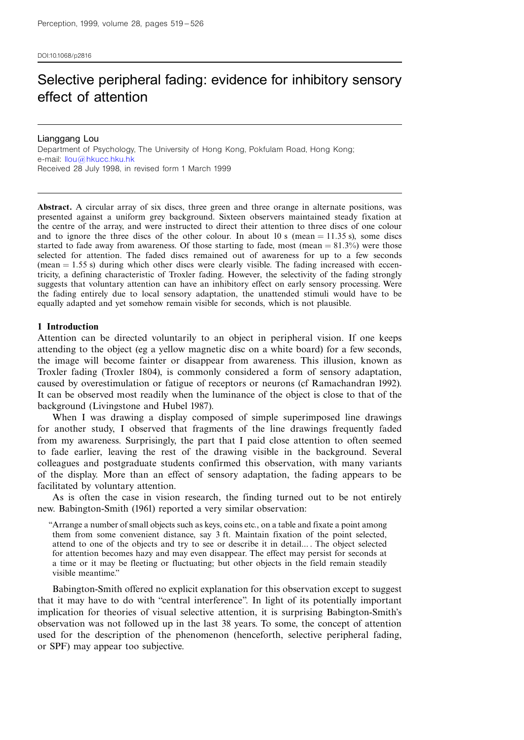DOI:10.1068/p2816

# Selective peripheral fading: evidence for inhibitory sensory effect of attention

Lianggang Lou

Department of Psychology, The University of Hong Kong, Pokfulam Road, Hong Kong; e-mail: llou@hkucc.hku.hk

Received 28 July 1998, in revised form 1 March 1999

**Abstract.** A circular array of six discs, three green and three orange in alternate positions, was presented against a uniform grey background. Sixteen observers maintained steady fixation at the centre of the array, and were instructed to direct their attention to three discs of one colour and to ignore the three discs of the other colour. In about 10 s (mean = 11.35 s), some discs started to fade away from awareness. Of those starting to fade, most (mean = 81.3%) were those selected for attention. The faded discs remained out of awareness for up to a few seconds (mean = 1.55 s) during which other discs were clearly visible. The fading increased with eccentricity, a defining characteristic of Troxler fading. However, the selectivity of the fading strongly suggests that voluntary attention can have an inhibitory effect on early sensory processing. Were the fading entirely due to local sensory adaptation, the unattended stimuli would have to be equally adapted and yet somehow remain visible for seconds, which is not plausible.

## 1 Introduction

Attention can be directed voluntarily to an object in peripheral vision. If one keeps attending to the object (eg a yellow magnetic disc on a white board) for a few seconds, the image will become fainter or disappear from awareness. This illusion, known as Troxler fading (Troxler 1804), is commonly considered a form of sensory adaptation, caused by overestimulation or fatigue of receptors or neurons (cf Ramachandran 1992). It can be observed most readily when the luminance of the object is close to that of the background (Livingstone and Hubel 1987).

When I was drawing a display composed of simple superimposed line drawings for another study, I observed that fragments of the line drawings frequently faded from my awareness. Surprisingly, the part that I paid close attention to often seemed to fade earlier, leaving the rest of the drawing visible in the background. Several colleagues and postgraduate students confirmed this observation, with many variants of the display. More than an effect of sensory adaptation, the fading appears to be facilitated by voluntary attention.

As is often the case in vision research, the finding turned out to be not entirely new. Babington-Smith (1961) reported a very similar observation:

> "Arrange a number of small objects such as keys, coins etc., on a table and fixate a point among them from some convenient distance, say 3 ft. Maintain fixation of the point selected, attend to one of the objects and try to see or describe it in detail.... The object selected for attention becomes hazy and may even disappear. The effect may persist for seconds at a time or it may be fleeting or fluctuating; but other objects in the field remain steadily visible meantime."

Babington-Smith offered no explicit explanation for this observation except to suggest that it may have to do with "central interference". In light of its potentially important implication for theories of visual selective attention, it is surprising Babington-Smith's observation was not followed up in the last 38 years. To some, the concept of attention used for the description of the phenomenon (henceforth, selective peripheral fading, or SPF) may appear too subjective.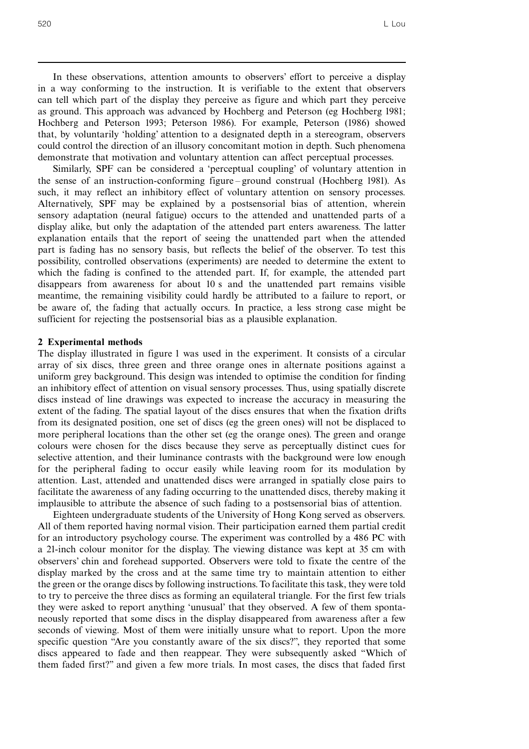In these observations, attention amounts to observers' effort to perceive a display in a way conforming to the instruction. It is verifiable to the extent that observers can tell which part of the display they perceive as figure and which part they perceive as ground. This approach was advanced by Hochberg and Peterson (eg Hochberg 1981; Hochberg and Peterson 1993; Peterson 1986). For example, Peterson (1986) showed that, by voluntarily 'holding' attention to a designated depth in a stereogram, observers could control the direction of an illusory concomitant motion in depth. Such phenomena demonstrate that motivation and voluntary attention can affect perceptual processes.

Similarly, SPF can be considered a 'perceptual coupling' of voluntary attention in the sense of an instruction-conforming figure – ground construal (Hochberg 1981). As such, it may reflect an inhibitory effect of voluntary attention on sensory processes. Alternatively, SPF may be explained by a postsensorial bias of attention, wherein sensory adaptation (neural fatigue) occurs to the attended and unattended parts of a display alike, but only the adaptation of the attended part enters awareness. The latter explanation entails that the report of seeing the unattended part when the attended part is fading has no sensory basis, but reflects the belief of the observer. To test this possibility, controlled observations (experiments) are needed to determine the extent to which the fading is confined to the attended part. If, for example, the attended part disappears from awareness for about 10 s and the unattended part remains visible meantime, the remaining visibility could hardly be attributed to a failure to report, or be aware of, the fading that actually occurs. In practice, a less strong case might be sufficient for rejecting the postsensorial bias as a plausible explanation.

## 2 Experimental methods

The display illustrated in figure 1 was used in the experiment. It consists of a circular array of six discs, three green and three orange ones in alternate positions against a uniform grey background. This design was intended to optimise the condition for finding an inhibitory effect of attention on visual sensory processes. Thus, using spatially discrete discs instead of line drawings was expected to increase the accuracy in measuring the extent of the fading. The spatial layout of the discs ensures that when the fixation drifts from its designated position, one set of discs (eg the green ones) will not be displaced to more peripheral locations than the other set (eg the orange ones). The green and orange colours were chosen for the discs because they serve as perceptually distinct cues for selective attention, and their luminance contrasts with the background were low enough for the peripheral fading to occur easily while leaving room for its modulation by attention. Last, attended and unattended discs were arranged in spatially close pairs to facilitate the awareness of any fading occurring to the unattended discs, thereby making it implausible to attribute the absence of such fading to a postsensorial bias of attention.

Eighteen undergraduate students of the University of Hong Kong served as observers. All of them reported having normal vision. Their participation earned them partial credit for an introductory psychology course. The experiment was controlled by a 486 PC with a 21-inch colour monitor for the display. The viewing distance was kept at 35 cm with observers' chin and forehead supported. Observers were told to fixate the centre of the display marked by the cross and at the same time try to maintain attention to either the green or the orange discs by following instructions. To facilitate this task, they were told to try to perceive the three discs as forming an equilateral triangle. For the first few trials they were asked to report anything 'unusual' that they observed. A few of them spontaneously reported that some discs in the display disappeared from awareness after a few seconds of viewing. Most of them were initially unsure what to report. Upon the more specific question "Are you constantly aware of the six discs?", they reported that some discs appeared to fade and then reappear. They were subsequently asked "Which of them faded first?" and given a few more trials. In most cases, the discs that faded first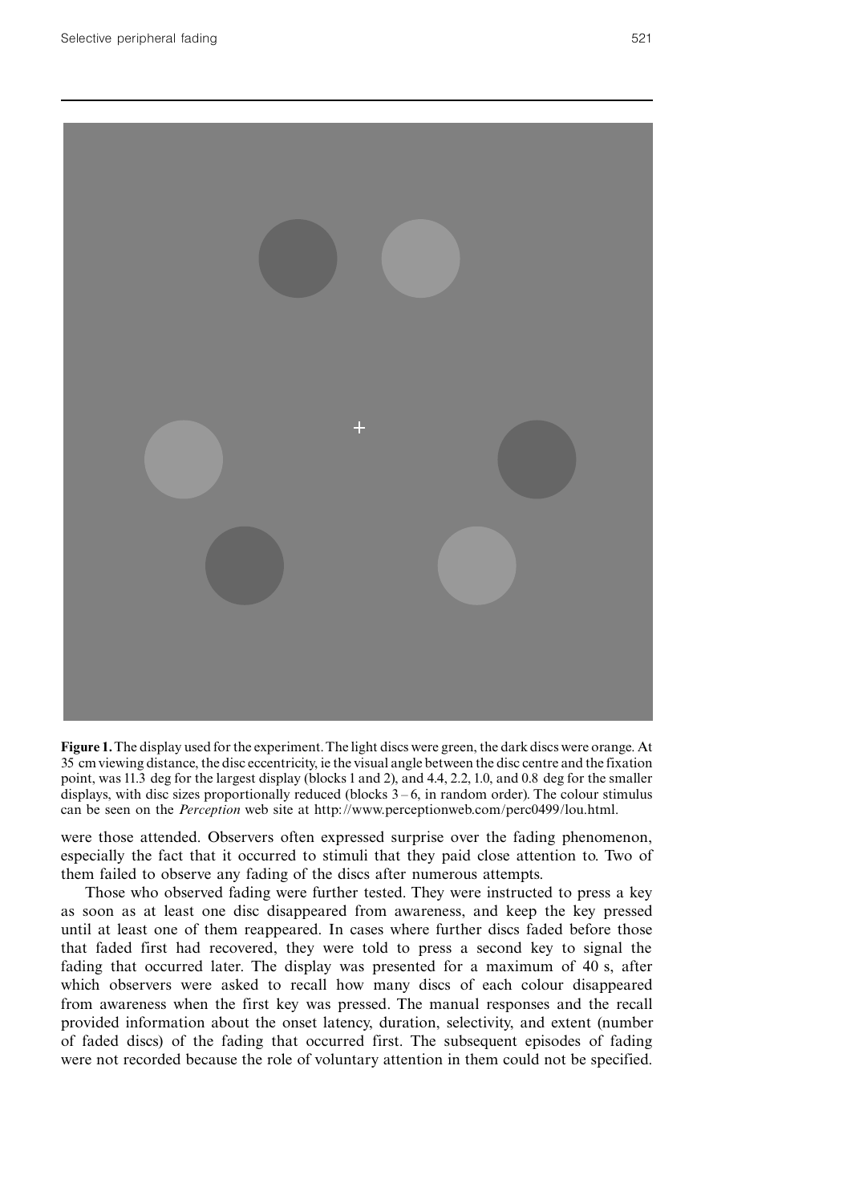**Figure 1.** The display used for the experiment. The light discs were green, the dark discs were orange. At 35 cm viewing distance, the disc eccentricity, ie the visual angle between the disc centre and the fixation point, was 11.3 deg for the largest display (blocks 1 and 2), and 4.4, 2.2, 1.0, and 0.8 deg for the smaller displays, with disc sizes proportionally reduced (blocks 3 – 6, in random order). The colour stimulus can be seen on the *Perception* web site at http://www.perceptionweb.com/perc0499/lou.html.

were those attended. Observers often expressed surprise over the fading phenomenon, especially the fact that it occurred to stimuli that they paid close attention to. Two of them failed to observe any fading of the discs after numerous attempts.

Those who observed fading were further tested. They were instructed to press a key as soon as at least one disc disappeared from awareness, and keep the key pressed until at least one of them reappeared. In cases where further discs faded before those that faded first had recovered, they were told to press a second key to signal the fading that occurred later. The display was presented for a maximum of 40 s, after which observers were asked to recall how many discs of each colour disappeared from awareness when the first key was pressed. The manual responses and the recall provided information about the onset latency, duration, selectivity, and extent (number of faded discs) of the fading that occurred first. The subsequent episodes of fading were not recorded because the role of voluntary attention in them could not be specified.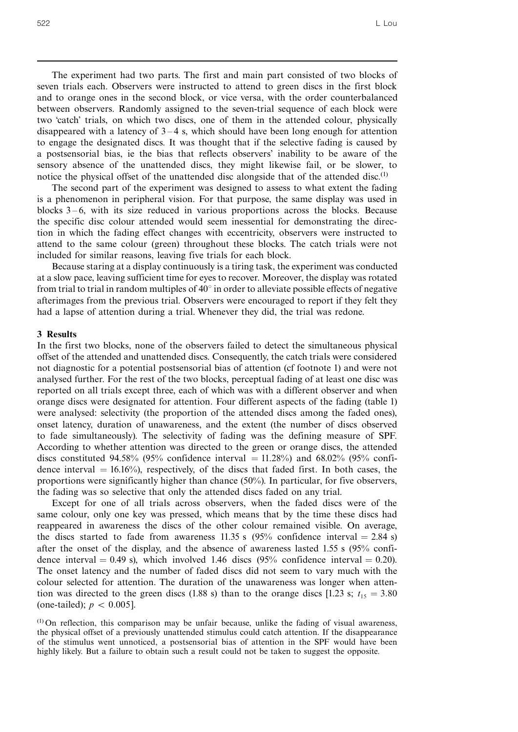The experiment had two parts. The first and main part consisted of two blocks of seven trials each. Observers were instructed to attend to green discs in the first block and to orange ones in the second block, or vice versa, with the order counterbalanced between observers. Randomly assigned to the seven-trial sequence of each block were two 'catch' trials, on which two discs, one of them in the attended colour, physically disappeared with a latency of 3 – 4 s, which should have been long enough for attention to engage the designated discs. It was thought that if the selective fading is caused by a postsensorial bias, ie the bias that reflects observers' inability to be aware of the sensory absence of the unattended discs, they might likewise fail, or be slower, to notice the physical offset of the unattended disc alongside that of the attended disc.[1]

The second part of the experiment was designed to assess to what extent the fading is a phenomenon in peripheral vision. For that purpose, the same display was used in blocks 3 – 6, with its size reduced in various proportions across the blocks. Because the specific disc colour attended would seem inessential for demonstrating the direction in which the fading effect changes with eccentricity, observers were instructed to attend to the same colour (green) throughout these blocks. The catch trials were not included for similar reasons, leaving five trials for each block.

Because staring at a display continuously is a tiring task, the experiment was conducted at a slow pace, leaving sufficient time for eyes to recover. Moreover, the display was rotated from trial to trial in random multiples of 40° in order to alleviate possible effects of negative afterimages from the previous trial. Observers were encouraged to report if they felt they had a lapse of attention during a trial. Whenever they did, the trial was redone.

## 3 Results

In the first two blocks, none of the observers failed to detect the simultaneous physical offset of the attended and unattended discs. Consequently, the catch trials were considered not diagnostic for a potential postsensorial bias of attention (cf footnote 1) and were not analysed further. For the rest of the two blocks, perceptual fading of at least one disc was reported on all trials except three, each of which was with a different observer and when orange discs were designated for attention. Four different aspects of the fading (table 1) were analysed: selectivity (the proportion of the attended discs among the faded ones), onset latency, duration of unawareness, and the extent (the number of discs observed to fade simultaneously). The selectivity of fading was the defining measure of SPF. According to whether attention was directed to the green or orange discs, the attended discs constituted 94.58% (95% confidence interval = 11.28%) and 68.02% (95% confidence interval = 16.16%), respectively, of the discs that faded first. In both cases, the proportions were significantly higher than chance (50%). In particular, for five observers, the fading was so selective that only the attended discs faded on any trial.

Except for one of all trials across observers, when the faded discs were of the same colour, only one key was pressed, which means that by the time these discs had reappeared in awareness the discs of the other colour remained visible. On average, the discs started to fade from awareness 11.35 s (95% confidence interval = 2.84 s) after the onset of the display, and the absence of awareness lasted 1.55 s (95% confidence interval = 0.49 s), which involved 1.46 discs (95% confidence interval = 0.20). The onset latency and the number of faded discs did not seem to vary much with the colour selected for attention. The duration of the unawareness was longer when attention was directed to the green discs (1.88 s) than to the orange discs [1.23 s; $t_{15} = 3.80$ (one-tailed); $p < 0.005$].

[1] On reflection, this comparison may be unfair because, unlike the fading of visual awareness, the physical offset of a previously unattended stimulus could catch attention. If the disappearance of the stimulus went unnoticed, a postsensorial bias of attention in the SPF would have been highly likely. But a failure to obtain such a result could not be taken to suggest the opposite.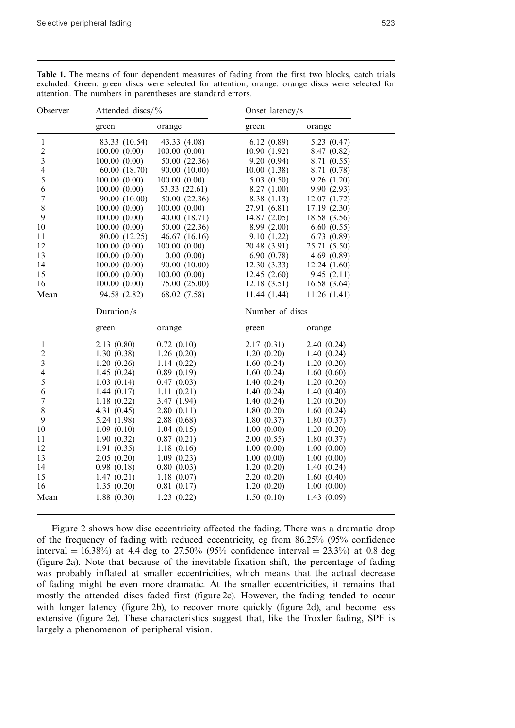**Table 1.** The means of four dependent measures of fading from the first two blocks, catch trials excluded. Green: green discs were selected for attention; orange: orange discs were selected for attention. The numbers in parentheses are standard errors.

| Observer | Attended discs/% | | Onset latency/s | |
|---|---|---|---|---|
| | green | orange | green | orange |
| 1 | 83.33 (10.54) | 43.33 (4.08) | 6.12 (0.89) | 5.23 (0.47) |
| 2 | 100.00 (0.00) | 100.00 (0.00) | 10.90 (1.92) | 8.47 (0.82) |
| 3 | 100.00 (0.00) | 50.00 (22.36) | 9.20 (0.94) | 8.71 (0.55) |
| 4 | 60.00 (18.70) | 90.00 (10.00) | 10.00 (1.38) | 8.71 (0.78) |
| 5 | 100.00 (0.00) | 100.00 (0.00) | 5.03 (0.50) | 9.26 (1.20) |
| 6 | 100.00 (0.00) | 53.33 (22.61) | 8.27 (1.00) | 9.90 (2.93) |
| 7 | 90.00 (10.00) | 50.00 (22.36) | 8.38 (1.13) | 12.07 (1.72) |
| 8 | 100.00 (0.00) | 100.00 (0.00) | 27.91 (6.81) | 17.19 (2.30) |
| 9 | 100.00 (0.00) | 40.00 (18.71) | 14.87 (2.05) | 18.58 (3.56) |
| 10 | 100.00 (0.00) | 50.00 (22.36) | 8.99 (2.00) | 6.60 (0.55) |
| 11 | 80.00 (12.25) | 46.67 (16.16) | 9.10 (1.22) | 6.73 (0.89) |
| 12 | 100.00 (0.00) | 100.00 (0.00) | 20.48 (3.91) | 25.71 (5.50) |
| 13 | 100.00 (0.00) | 0.00 (0.00) | 6.90 (0.78) | 4.69 (0.89) |
| 14 | 100.00 (0.00) | 90.00 (10.00) | 12.30 (3.33) | 12.24 (1.60) |
| 15 | 100.00 (0.00) | 100.00 (0.00) | 12.45 (2.60) | 9.45 (2.11) |
| 16 | 100.00 (0.00) | 75.00 (25.00) | 12.18 (3.51) | 16.58 (3.64) |
| Mean | 94.58 (2.82) | 68.02 (7.58) | 11.44 (1.44) | 11.26 (1.41) |
| | **Duration/s** | | **Number of discs** | |
| | green | orange | green | orange |
| 1 | 2.13 (0.80) | 0.72 (0.10) | 2.17 (0.31) | 2.40 (0.24) |
| 2 | 1.30 (0.38) | 1.26 (0.20) | 1.20 (0.20) | 1.40 (0.24) |
| 3 | 1.20 (0.26) | 1.14 (0.22) | 1.60 (0.24) | 1.20 (0.20) |
| 4 | 1.45 (0.24) | 0.89 (0.19) | 1.60 (0.24) | 1.60 (0.60) |
| 5 | 1.03 (0.14) | 0.47 (0.03) | 1.40 (0.24) | 1.20 (0.20) |
| 6 | 1.44 (0.17) | 1.11 (0.21) | 1.40 (0.24) | 1.40 (0.40) |
| 7 | 1.18 (0.22) | 3.47 (1.94) | 1.40 (0.24) | 1.20 (0.20) |
| 8 | 4.31 (0.45) | 2.80 (0.11) | 1.80 (0.20) | 1.60 (0.24) |
| 9 | 5.24 (1.98) | 2.88 (0.68) | 1.80 (0.37) | 1.80 (0.37) |
| 10 | 1.09 (0.10) | 1.04 (0.15) | 1.00 (0.00) | 1.20 (0.20) |
| 11 | 1.90 (0.32) | 0.87 (0.21) | 2.00 (0.55) | 1.80 (0.37) |
| 12 | 1.91 (0.35) | 1.18 (0.16) | 1.00 (0.00) | 1.00 (0.00) |
| 13 | 2.05 (0.20) | 1.09 (0.23) | 1.00 (0.00) | 1.00 (0.00) |
| 14 | 0.98 (0.18) | 0.80 (0.03) | 1.20 (0.20) | 1.40 (0.24) |
| 15 | 1.47 (0.21) | 1.18 (0.07) | 2.20 (0.20) | 1.60 (0.40) |
| 16 | 1.35 (0.20) | 0.81 (0.17) | 1.20 (0.20) | 1.00 (0.00) |
| Mean | 1.88 (0.30) | 1.23 (0.22) | 1.50 (0.10) | 1.43 (0.09) |

Figure 2 shows how disc eccentricity affected the fading. There was a dramatic drop of the frequency of fading with reduced eccentricity, eg from 86.25% (95% confidence interval = 16.38%) at 4.4 deg to 27.50% (95% confidence interval = 23.3%) at 0.8 deg (figure 2a). Note that because of the inevitable fixation shift, the percentage of fading was probably inflated at smaller eccentricities, which means that the actual decrease of fading might be even more dramatic. At the smaller eccentricities, it remains that mostly the attended discs faded first (figure 2c). However, the fading tended to occur with longer latency (figure 2b), to recover more quickly (figure 2d), and become less extensive (figure 2e). These characteristics suggest that, like the Troxler fading, SPF is largely a phenomenon of peripheral vision.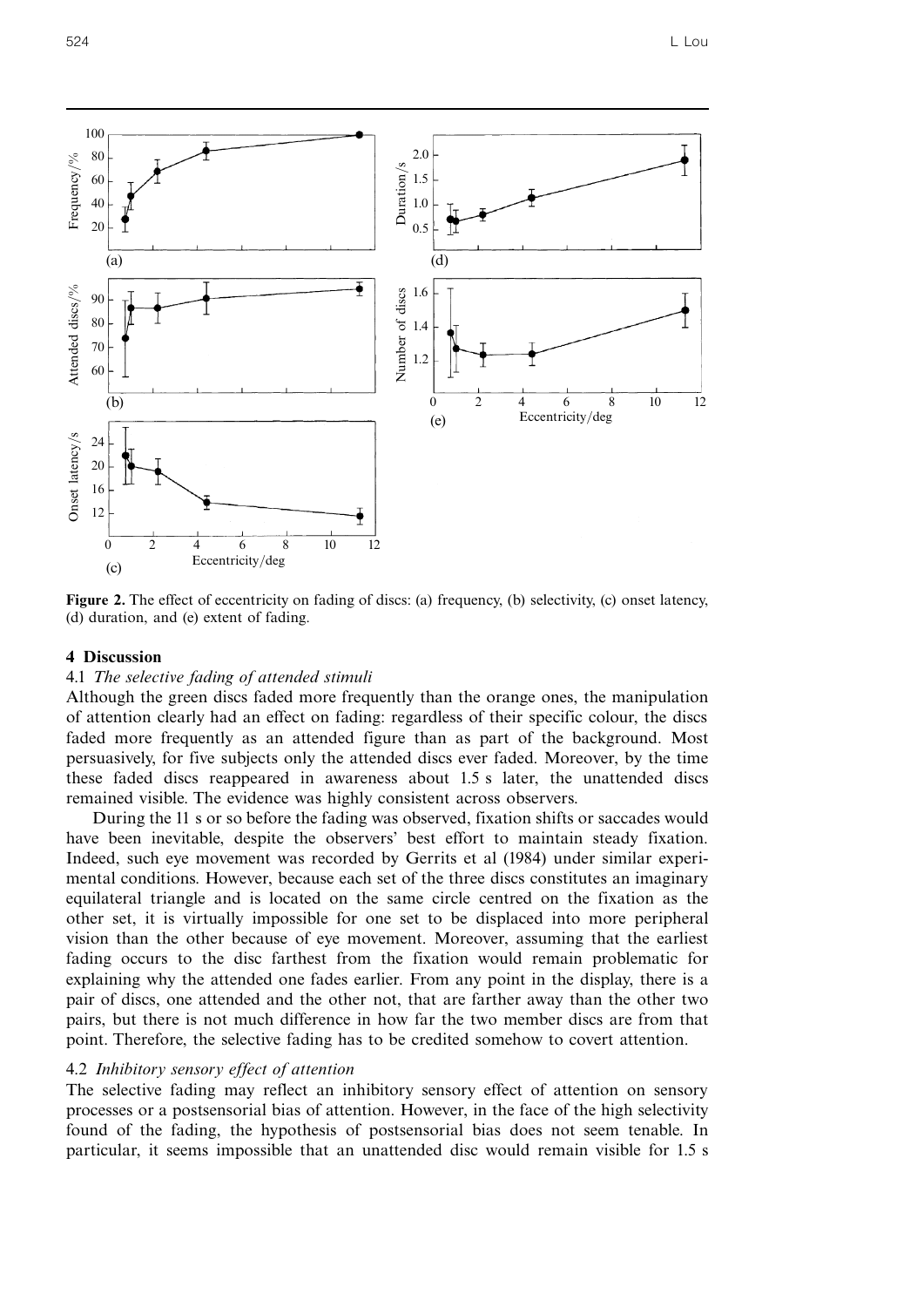**Figure 2.** The effect of eccentricity on fading of discs: (a) frequency, (b) selectivity, (c) onset latency, (d) duration, and (e) extent of fading.

## 4 Discussion

### 4.1 *The selective fading of attended stimuli*

Although the green discs faded more frequently than the orange ones, the manipulation of attention clearly had an effect on fading: regardless of their specific colour, the discs faded more frequently as an attended figure than as part of the background. Most persuasively, for five subjects only the attended discs ever faded. Moreover, by the time these faded discs reappeared in awareness about 1.5 s later, the unattended discs remained visible. The evidence was highly consistent across observers.

During the 11 s or so before the fading was observed, fixation shifts or saccades would have been inevitable, despite the observers' best effort to maintain steady fixation. Indeed, such eye movement was recorded by Gerrits et al (1984) under similar experimental conditions. However, because each set of the three discs constitutes an imaginary equilateral triangle and is located on the same circle centred on the fixation as the other set, it is virtually impossible for one set to be displaced into more peripheral vision than the other because of eye movement. Moreover, assuming that the earliest fading occurs to the disc farthest from the fixation would remain problematic for explaining why the attended one fades earlier. From any point in the display, there is a pair of discs, one attended and the other not, that are farther away than the other two pairs, but there is not much difference in how far the two member discs are from that point. Therefore, the selective fading has to be credited somehow to covert attention.

### 4.2 *Inhibitory sensory effect of attention*

The selective fading may reflect an inhibitory sensory effect of attention on sensory processes or a postsensorial bias of attention. However, in the face of the high selectivity found of the fading, the hypothesis of postsensorial bias does not seem tenable. In particular, it seems impossible that an unattended disc would remain visible for 1.5 s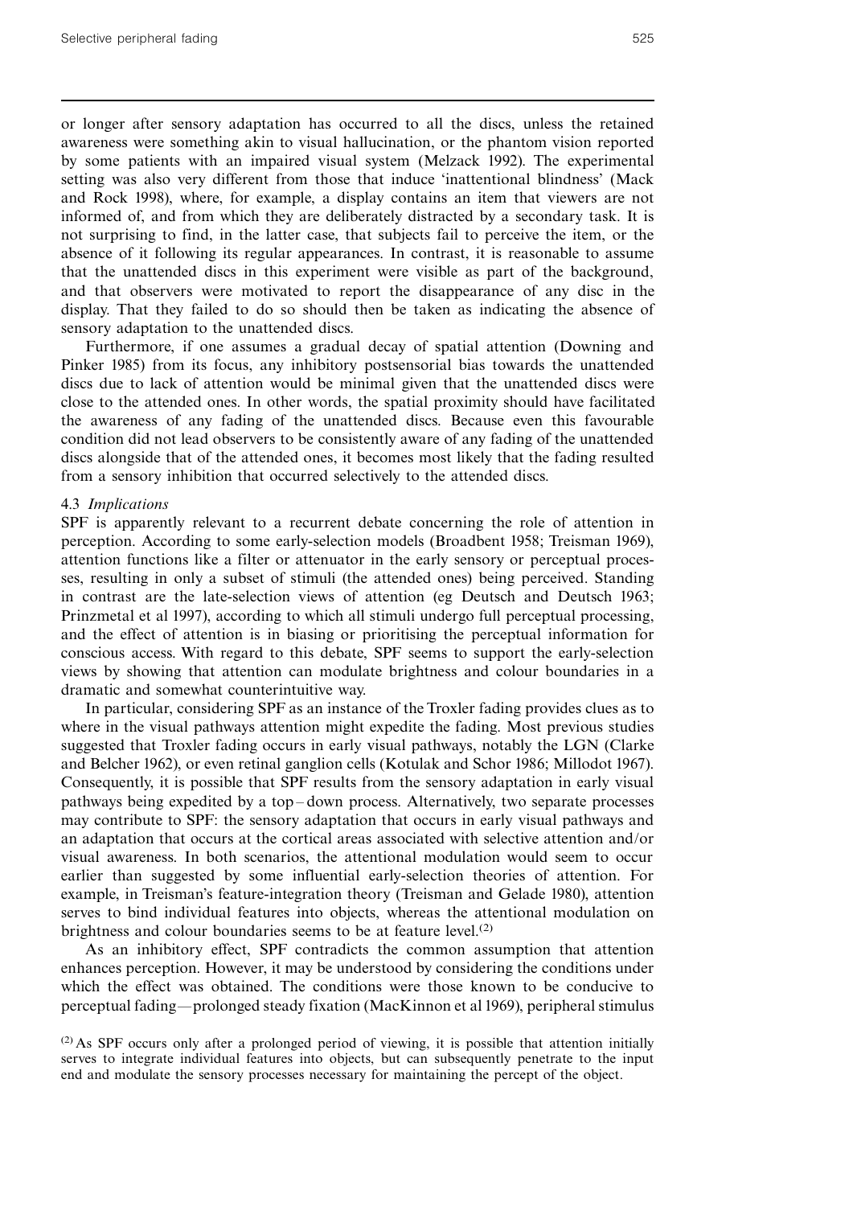or longer after sensory adaptation has occurred to all the discs, unless the retained awareness were something akin to visual hallucination, or the phantom vision reported by some patients with an impaired visual system (Melzack 1992). The experimental setting was also very different from those that induce 'inattentional blindness' (Mack and Rock 1998), where, for example, a display contains an item that viewers are not informed of, and from which they are deliberately distracted by a secondary task. It is not surprising to find, in the latter case, that subjects fail to perceive the item, or the absence of it following its regular appearances. In contrast, it is reasonable to assume that the unattended discs in this experiment were visible as part of the background, and that observers were motivated to report the disappearance of any disc in the display. That they failed to do so should then be taken as indicating the absence of sensory adaptation to the unattended discs.

Furthermore, if one assumes a gradual decay of spatial attention (Downing and Pinker 1985) from its focus, any inhibitory postsensorial bias towards the unattended discs due to lack of attention would be minimal given that the unattended discs were close to the attended ones. In other words, the spatial proximity should have facilitated the awareness of any fading of the unattended discs. Because even this favourable condition did not lead observers to be consistently aware of any fading of the unattended discs alongside that of the attended ones, it becomes most likely that the fading resulted from a sensory inhibition that occurred selectively to the attended discs.

### 4.3 *Implications*

SPF is apparently relevant to a recurrent debate concerning the role of attention in perception. According to some early-selection models (Broadbent 1958; Treisman 1969), attention functions like a filter or attenuator in the early sensory or perceptual processes, resulting in only a subset of stimuli (the attended ones) being perceived. Standing in contrast are the late-selection views of attention (eg Deutsch and Deutsch 1963; Prinzmetal et al 1997), according to which all stimuli undergo full perceptual processing, and the effect of attention is in biasing or prioritising the perceptual information for conscious access. With regard to this debate, SPF seems to support the early-selection views by showing that attention can modulate brightness and colour boundaries in a dramatic and somewhat counterintuitive way.

In particular, considering SPF as an instance of the Troxler fading provides clues as to where in the visual pathways attention might expedite the fading. Most previous studies suggested that Troxler fading occurs in early visual pathways, notably the LGN (Clarke and Belcher 1962), or even retinal ganglion cells (Kotulak and Schor 1986; Millodot 1967). Consequently, it is possible that SPF results from the sensory adaptation in early visual pathways being expedited by a top–down process. Alternatively, two separate processes may contribute to SPF: the sensory adaptation that occurs in early visual pathways and an adaptation that occurs at the cortical areas associated with selective attention and/or visual awareness. In both scenarios, the attentional modulation would seem to occur earlier than suggested by some influential early-selection theories of attention. For example, in Treisman's feature-integration theory (Treisman and Gelade 1980), attention serves to bind individual features into objects, whereas the attentional modulation on brightness and colour boundaries seems to be at feature level.[2]

As an inhibitory effect, SPF contradicts the common assumption that attention enhances perception. However, it may be understood by considering the conditions under which the effect was obtained. The conditions were those known to be conducive to perceptual fading—prolonged steady fixation (MacKinnon et al 1969), peripheral stimulus

[2] As SPF occurs only after a prolonged period of viewing, it is possible that attention initially serves to integrate individual features into objects, but can subsequently penetrate to the input end and modulate the sensory processes necessary for maintaining the percept of the object.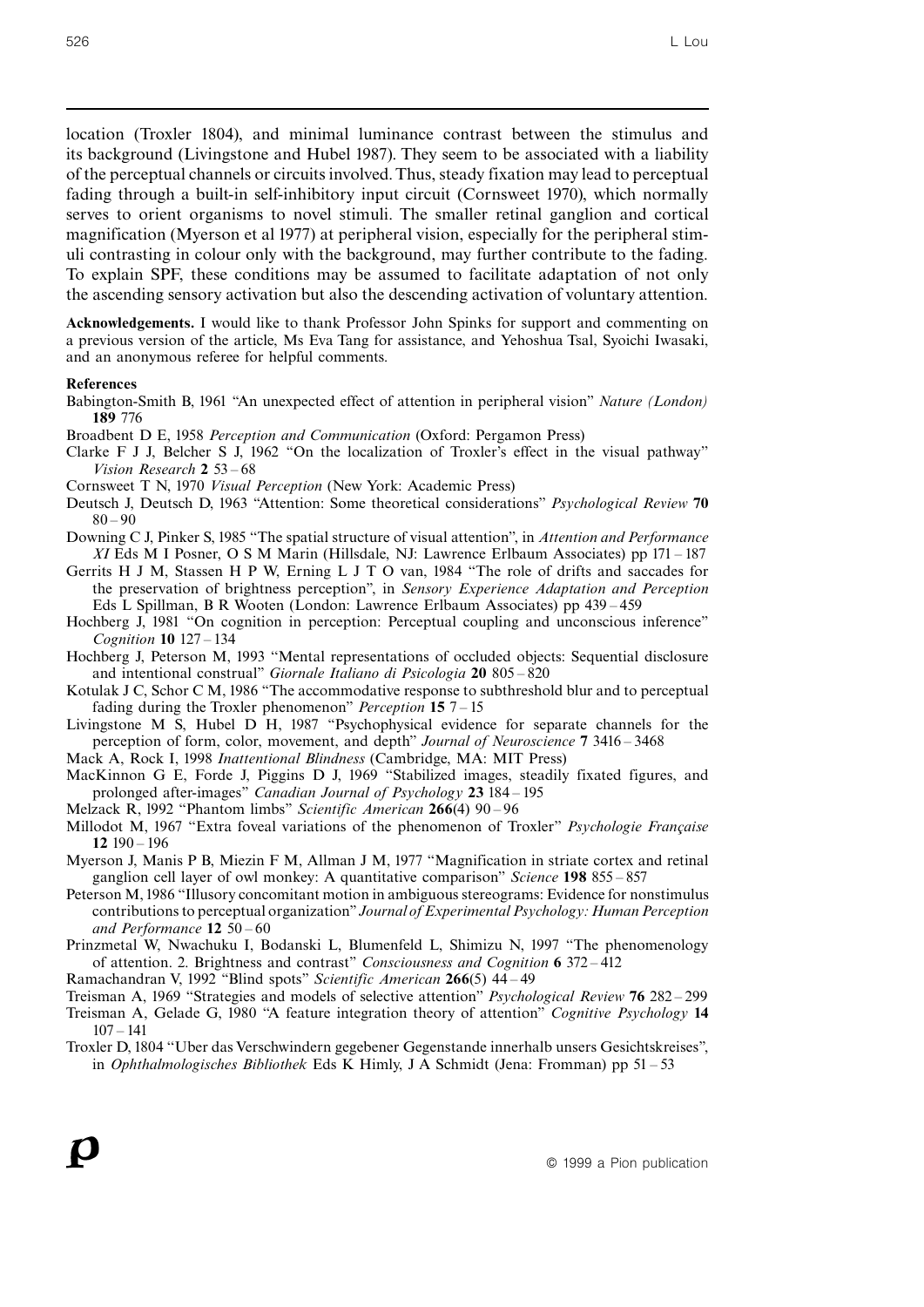location (Troxler 1804), and minimal luminance contrast between the stimulus and its background (Livingstone and Hubel 1987). They seem to be associated with a liability of the perceptual channels or circuits involved. Thus, steady fixation may lead to perceptual fading through a built-in self-inhibitory input circuit (Cornsweet 1970), which normally serves to orient organisms to novel stimuli. The smaller retinal ganglion and cortical magnification (Myerson et al 1977) at peripheral vision, especially for the peripheral stimuli contrasting in colour only with the background, may further contribute to the fading. To explain SPF, these conditions may be assumed to facilitate adaptation of not only the ascending sensory activation but also the descending activation of voluntary attention.

**Acknowledgements.** I would like to thank Professor John Spinks for support and commenting on a previous version of the article, Ms Eva Tang for assistance, and Yehoshua Tsal, Syoichi Iwasaki, and an anonymous referee for helpful comments.

**References**

Babington-Smith B, 1961 "An unexpected effect of attention in peripheral vision" *Nature (London)* **189** 776

Broadbent D E, 1958 *Perception and Communication* (Oxford: Pergamon Press)

Clarke F J J, Belcher S J, 1962 "On the localization of Troxler's effect in the visual pathway" *Vision Research* **2** 53 – 68

Cornsweet T N, 1970 *Visual Perception* (New York: Academic Press)

Deutsch J, Deutsch D, 1963 "Attention: Some theoretical considerations" *Psychological Review* **70** 80 – 90

Downing C J, Pinker S, 1985 "The spatial structure of visual attention", in *Attention and Performance XI* Eds M I Posner, O S M Marin (Hillsdale, NJ: Lawrence Erlbaum Associates) pp 171 – 187

Gerrits H J M, Stassen H P W, Erning L J T O van, 1984 "The role of drifts and saccades for the preservation of brightness perception", in *Sensory Experience Adaptation and Perception* Eds L Spillman, B R Wooten (London: Lawrence Erlbaum Associates) pp 439 – 459

Hochberg J, 1981 "On cognition in perception: Perceptual coupling and unconscious inference" *Cognition* **10** 127 – 134

Hochberg J, Peterson M, 1993 "Mental representations of occluded objects: Sequential disclosure and intentional construal" *Giornale Italiano di Psicologia* **20** 805 – 820

Kotulak J C, Schor C M, 1986 "The accommodative response to subthreshold blur and to perceptual fading during the Troxler phenomenon" *Perception* **15** 7 – 15

Livingstone M S, Hubel D H, 1987 "Psychophysical evidence for separate channels for the perception of form, color, movement, and depth" *Journal of Neuroscience* **7** 3416 – 3468

Mack A, Rock I, 1998 *Inattentional Blindness* (Cambridge, MA: MIT Press)

MacKinnon G E, Forde J, Piggins D J, 1969 "Stabilized images, steadily fixated figures, and prolonged after-images" *Canadian Journal of Psychology* **23** 184 – 195

Melzack R, 1992 "Phantom limbs" *Scientific American* **266**(4) 90 – 96

Millodot M, 1967 "Extra foveal variations of the phenomenon of Troxler" *Psychologie Française* **12** 190 – 196

Myerson J, Manis P B, Miezin F M, Allman J M, 1977 "Magnification in striate cortex and retinal ganglion cell layer of owl monkey: A quantitative comparison" *Science* **198** 855 – 857

Peterson M, 1986 "Illusory concomitant motion in ambiguous stereograms: Evidence for nonstimulus contributions to perceptual organization" *Journal of Experimental Psychology: Human Perception and Performance* **12** 50 – 60

Prinzmetal W, Nwachuku I, Bodanski L, Blumenfeld L, Shimizu N, 1997 "The phenomenology of attention. 2. Brightness and contrast" *Consciousness and Cognition* **6** 372 – 412

Ramachandran V, 1992 "Blind spots" *Scientific American* **266**(5) 44 – 49

Treisman A, 1969 "Strategies and models of selective attention" *Psychological Review* **76** 282 – 299

Treisman A, Gelade G, 1980 "A feature integration theory of attention" *Cognitive Psychology* **14** 107 – 141

Troxler D, 1804 "Uber das Verschwindern gegebener Gegenstande innerhalb unsers Gesichtskreises", in *Ophthalmologisches Bibliothek* Eds K Himly, J A Schmidt (Jena: Fromman) pp 51 – 53

© 1999 a Pion publication